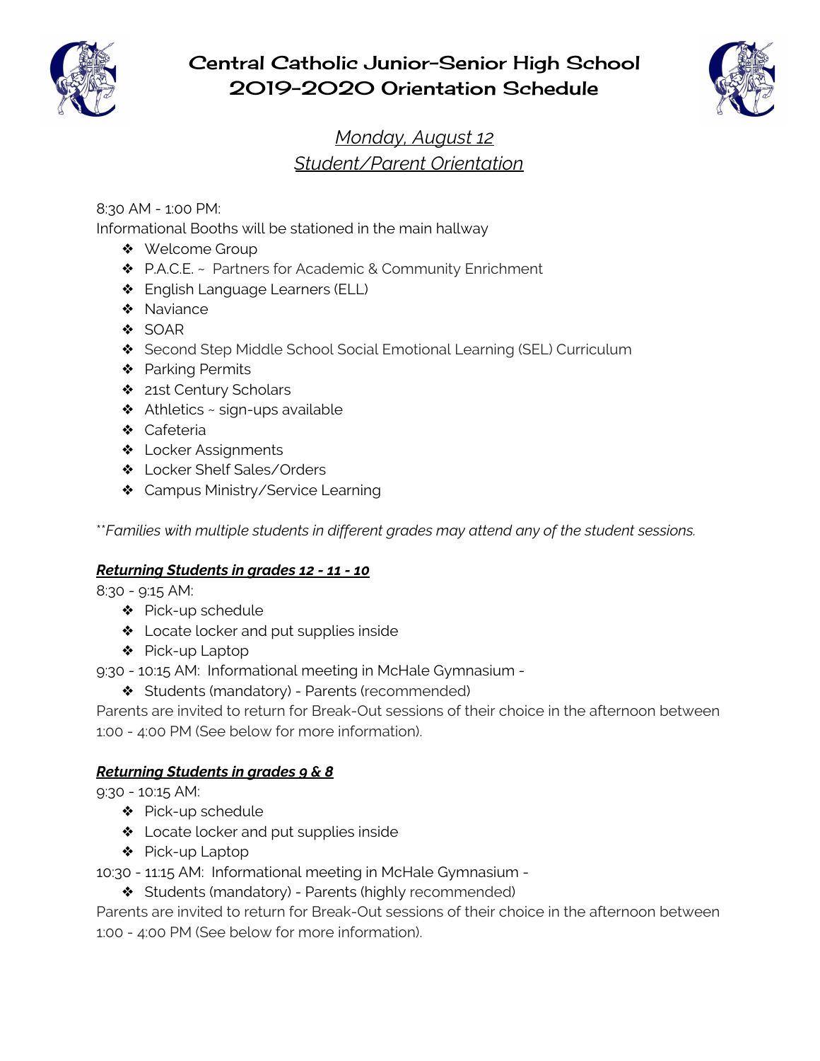# Central Catholic Junior-Senior High School
# 2019-2020 Orientation Schedule

## *Monday, August 12*
## *Student/Parent Orientation*

8:30 AM - 1:00 PM:
Informational Booths will be stationed in the main hallway

- Welcome Group
- P.A.C.E. ~ Partners for Academic & Community Enrichment
- English Language Learners (ELL)
- Naviance
- SOAR
- Second Step Middle School Social Emotional Learning (SEL) Curriculum
- Parking Permits
- 21st Century Scholars
- Athletics ~ sign-ups available
- Cafeteria
- Locker Assignments
- Locker Shelf Sales/Orders
- Campus Ministry/Service Learning

*\*\*Families with multiple students in different grades may attend any of the student sessions.*

***Returning Students in grades 12 - 11 - 10***

8:30 - 9:15 AM:

- Pick-up schedule
- Locate locker and put supplies inside
- Pick-up Laptop

9:30 - 10:15 AM: Informational meeting in McHale Gymnasium -

- Students (mandatory) - Parents (recommended)

Parents are invited to return for Break-Out sessions of their choice in the afternoon between 1:00 - 4:00 PM (See below for more information).

***Returning Students in grades 9 & 8***

9:30 - 10:15 AM:

- Pick-up schedule
- Locate locker and put supplies inside
- Pick-up Laptop

10:30 - 11:15 AM: Informational meeting in McHale Gymnasium -

- Students (mandatory) - Parents (highly recommended)

Parents are invited to return for Break-Out sessions of their choice in the afternoon between 1:00 - 4:00 PM (See below for more information).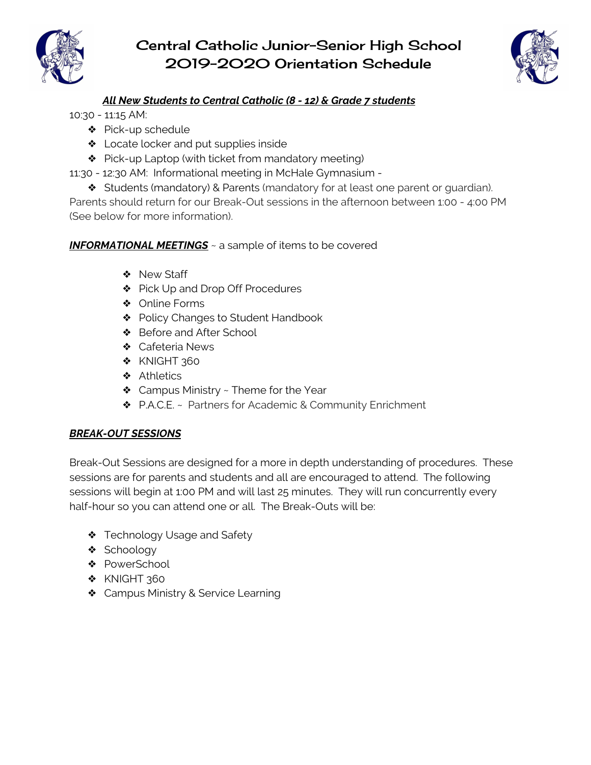# Central Catholic Junior-Senior High School
# 2019-2020 Orientation Schedule

***All New Students to Central Catholic (8 - 12) & Grade 7 students***

10:30 - 11:15 AM:

- Pick-up schedule
- Locate locker and put supplies inside
- Pick-up Laptop (with ticket from mandatory meeting)

11:30 - 12:30 AM: Informational meeting in McHale Gymnasium -

- Students (mandatory) & Parents (mandatory for at least one parent or guardian).

Parents should return for our Break-Out sessions in the afternoon between 1:00 - 4:00 PM (See below for more information).

***INFORMATIONAL MEETINGS*** ~ a sample of items to be covered

- New Staff
- Pick Up and Drop Off Procedures
- Online Forms
- Policy Changes to Student Handbook
- Before and After School
- Cafeteria News
- KNIGHT 360
- Athletics
- Campus Ministry ~ Theme for the Year
- P.A.C.E. ~ Partners for Academic & Community Enrichment

***BREAK-OUT SESSIONS***

Break-Out Sessions are designed for a more in depth understanding of procedures. These sessions are for parents and students and all are encouraged to attend. The following sessions will begin at 1:00 PM and will last 25 minutes. They will run concurrently every half-hour so you can attend one or all. The Break-Outs will be:

- Technology Usage and Safety
- Schoology
- PowerSchool
- KNIGHT 360
- Campus Ministry & Service Learning